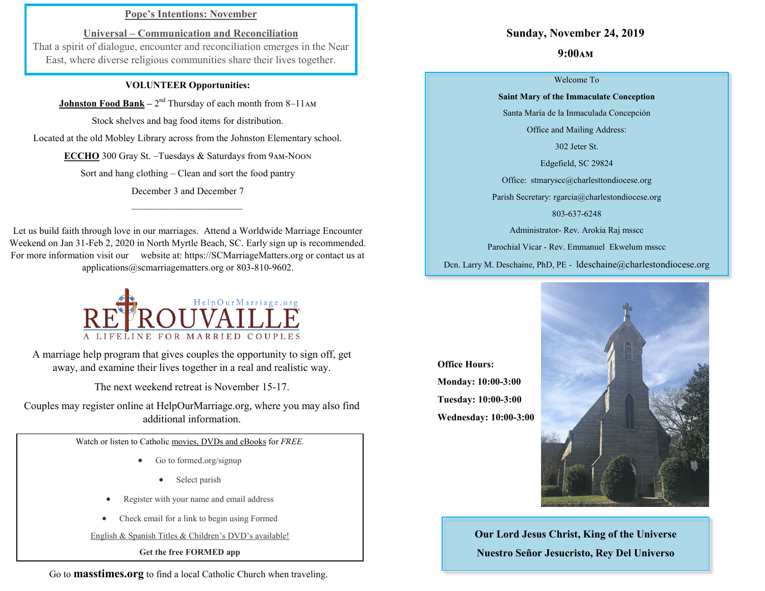## Pope's Intentions: November

**Universal – Communication and Reconciliation**

That a spirit of dialogue, encounter and reconciliation emerges in the Near East, where diverse religious communities share their lives together.

**VOLUNTEER Opportunities:**

**Johnston Food Bank** – 2nd Thursday of each month from 8–11AM

Stock shelves and bag food items for distribution.

Located at the old Mobley Library across from the Johnston Elementary school.

**ECCHO** 300 Gray St. –Tuesdays & Saturdays from 9AM-NOON

Sort and hang clothing – Clean and sort the food pantry

December 3 and December 7

---

Let us build faith through love in our marriages. Attend a Worldwide Marriage Encounter Weekend on Jan 31-Feb 2, 2020 in North Myrtle Beach, SC. Early sign up is recommended. For more information visit our website at: https://SCMarriageMatters.org or contact us at applications@scmarriagematters.org or 803-810-9602.

**RETROUVAILLE**
HelpOurMarriage.org
A LIFELINE FOR MARRIED COUPLES

A marriage help program that gives couples the opportunity to sign off, get away, and examine their lives together in a real and realistic way.

The next weekend retreat is November 15-17.

Couples may register online at HelpOurMarriage.org, where you may also find additional information.

Watch or listen to Catholic movies, DVDs and eBooks for *FREE.*

- Go to formed.org/signup
- Select parish
- Register with your name and email address
- Check email for a link to begin using Formed

English & Spanish Titles & Children's DVD's available!

**Get the free FORMED app**

Go to **masstimes.org** to find a local Catholic Church when traveling.

## Sunday, November 24, 2019

## 9:00AM

Welcome To

**Saint Mary of the Immaculate Conception**

Santa María de la Inmaculada Concepción

Office and Mailing Address:

302 Jeter St.

Edgefield, SC 29824

Office: stmaryscc@charlesttondiocese.org

Parish Secretary: rgarcia@charlestondiocese.org

803-637-6248

Administrator- Rev. Arokia Raj msscc

Parochial Vicar - Rev. Emmanuel Ekwelum msscc

Dcn. Larry M. Deschaine, PhD, PE - ldeschaine@charlestondiocese.org

**Office Hours:**

**Monday: 10:00-3:00**

**Tuesday: 10:00-3:00**

**Wednesday: 10:00-3:00**

**Our Lord Jesus Christ, King of the Universe**

**Nuestro Señor Jesucristo, Rey Del Universo**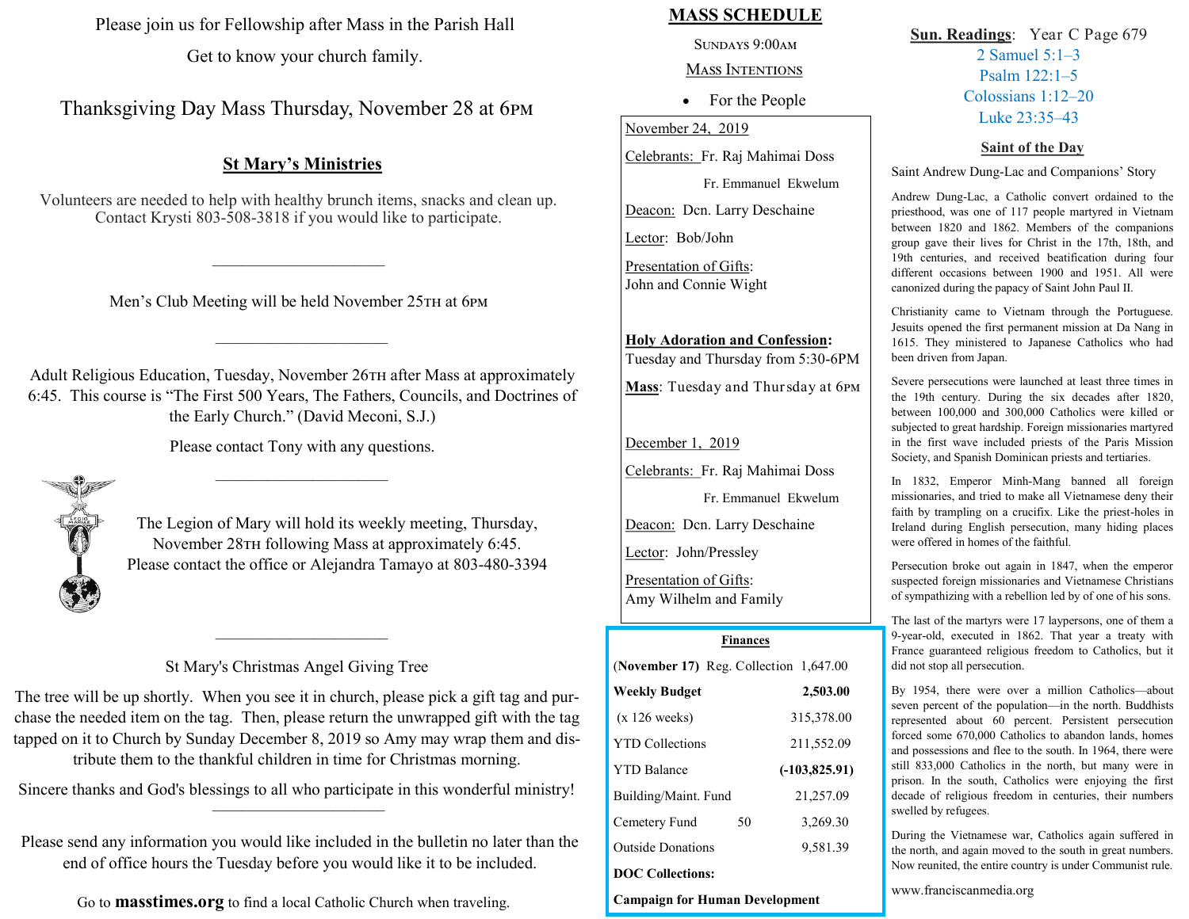Please join us for Fellowship after Mass in the Parish Hall

Get to know your church family.

Thanksgiving Day Mass Thursday, November 28 at 6PM

## St Mary's Ministries

Volunteers are needed to help with healthy brunch items, snacks and clean up. Contact Krysti 803-508-3818 if you would like to participate.

---

Men's Club Meeting will be held November 25TH at 6PM

---

Adult Religious Education, Tuesday, November 26TH after Mass at approximately 6:45. This course is "The First 500 Years, The Fathers, Councils, and Doctrines of the Early Church." (David Meconi, S.J.)

Please contact Tony with any questions.

---

The Legion of Mary will hold its weekly meeting, Thursday, November 28TH following Mass at approximately 6:45. Please contact the office or Alejandra Tamayo at 803-480-3394

---

St Mary's Christmas Angel Giving Tree

The tree will be up shortly. When you see it in church, please pick a gift tag and purchase the needed item on the tag. Then, please return the unwrapped gift with the tag tapped on it to Church by Sunday December 8, 2019 so Amy may wrap them and distribute them to the thankful children in time for Christmas morning.

Sincere thanks and God's blessings to all who participate in this wonderful ministry!

---

Please send any information you would like included in the bulletin no later than the end of office hours the Tuesday before you would like it to be included.

Go to **masstimes.org** to find a local Catholic Church when traveling.

## MASS SCHEDULE

SUNDAYS 9:00AM

MASS INTENTIONS

- For the People

November 24, 2019

Celebrants: Fr. Raj Mahimai Doss
Fr. Emmanuel Ekwelum

Deacon: Dcn. Larry Deschaine

Lector: Bob/John

Presentation of Gifts:
John and Connie Wight

**Holy Adoration and Confession:**
Tuesday and Thursday from 5:30-6PM

**Mass**: Tuesday and Thursday at 6PM

December 1, 2019

Celebrants: Fr. Raj Mahimai Doss
Fr. Emmanuel Ekwelum

Deacon: Dcn. Larry Deschaine

Lector: John/Pressley

Presentation of Gifts:
Amy Wilhelm and Family

**Finances**

| | | |
|---|---|---|
| (**November 17**) Reg. Collection | | 1,647.00 |
| **Weekly Budget** | | **2,503.00** |
| (x 126 weeks) | | 315,378.00 |
| YTD Collections | | 211,552.09 |
| YTD Balance | | **(-103,825.91)** |
| Building/Maint. Fund | | 21,257.09 |
| Cemetery Fund | 50 | 3,269.30 |
| Outside Donations | | 9,581.39 |
| **DOC Collections:** | | |
| **Campaign for Human Development** | | |

**Sun. Readings**: Year C Page 679

2 Samuel 5:1–3
Psalm 122:1–5
Colossians 1:12–20
Luke 23:35–43

## Saint of the Day

Saint Andrew Dung-Lac and Companions' Story

Andrew Dung-Lac, a Catholic convert ordained to the priesthood, was one of 117 people martyred in Vietnam between 1820 and 1862. Members of the companions group gave their lives for Christ in the 17th, 18th, and 19th centuries, and received beatification during four different occasions between 1900 and 1951. All were canonized during the papacy of Saint John Paul II.

Christianity came to Vietnam through the Portuguese. Jesuits opened the first permanent mission at Da Nang in 1615. They ministered to Japanese Catholics who had been driven from Japan.

Severe persecutions were launched at least three times in the 19th century. During the six decades after 1820, between 100,000 and 300,000 Catholics were killed or subjected to great hardship. Foreign missionaries martyred in the first wave included priests of the Paris Mission Society, and Spanish Dominican priests and tertiaries.

In 1832, Emperor Minh-Mang banned all foreign missionaries, and tried to make all Vietnamese deny their faith by trampling on a crucifix. Like the priest-holes in Ireland during English persecution, many hiding places were offered in homes of the faithful.

Persecution broke out again in 1847, when the emperor suspected foreign missionaries and Vietnamese Christians of sympathizing with a rebellion led by of one of his sons.

The last of the martyrs were 17 laypersons, one of them a 9-year-old, executed in 1862. That year a treaty with France guaranteed religious freedom to Catholics, but it did not stop all persecution.

By 1954, there were over a million Catholics—about seven percent of the population—in the north. Buddhists represented about 60 percent. Persistent persecution forced some 670,000 Catholics to abandon lands, homes and possessions and flee to the south. In 1964, there were still 833,000 Catholics in the north, but many were in prison. In the south, Catholics were enjoying the first decade of religious freedom in centuries, their numbers swelled by refugees.

During the Vietnamese war, Catholics again suffered in the north, and again moved to the south in great numbers. Now reunited, the entire country is under Communist rule.

www.franciscanmedia.org